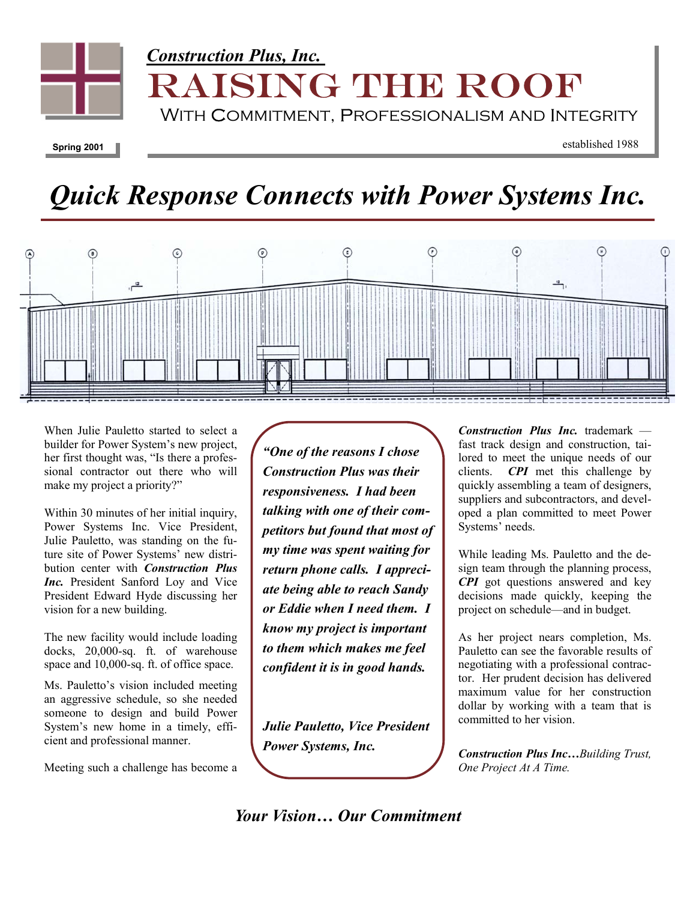*Construction Plus, Inc.*

# RAISING THE ROOF

With Commitment, Professionalism and Integrity

**Spring 2001**

established 1988

# *Quick Response Connects with Power Systems Inc.*

When Julie Pauletto started to select a builder for Power System's new project, her first thought was, "Is there a professional contractor out there who will make my project a priority?"

Within 30 minutes of her initial inquiry, Power Systems Inc. Vice President, Julie Pauletto, was standing on the future site of Power Systems' new distribution center with ***Construction Plus Inc.*** President Sanford Loy and Vice President Edward Hyde discussing her vision for a new building.

The new facility would include loading docks, 20,000-sq. ft. of warehouse space and 10,000-sq. ft. of office space.

Ms. Pauletto's vision included meeting an aggressive schedule, so she needed someone to design and build Power System's new home in a timely, efficient and professional manner.

Meeting such a challenge has become a ***Construction Plus Inc.*** trademark — fast track design and construction, tailored to meet the unique needs of our clients. ***CPI*** met this challenge by quickly assembling a team of designers, suppliers and subcontractors, and developed a plan committed to meet Power Systems' needs.

> ***"One of the reasons I chose Construction Plus was their responsiveness. I had been talking with one of their competitors but found that most of my time was spent waiting for return phone calls. I appreciate being able to reach Sandy or Eddie when I need them. I know my project is important to them which makes me feel confident it is in good hands.***
>
> ***Julie Pauletto, Vice President Power Systems, Inc.***

While leading Ms. Pauletto and the design team through the planning process, ***CPI*** got questions answered and key decisions made quickly, keeping the project on schedule—and in budget.

As her project nears completion, Ms. Pauletto can see the favorable results of negotiating with a professional contractor. Her prudent decision has delivered maximum value for her construction dollar by working with a team that is committed to her vision.

***Construction Plus Inc****…Building Trust, One Project At A Time.*

***Your Vision… Our Commitment***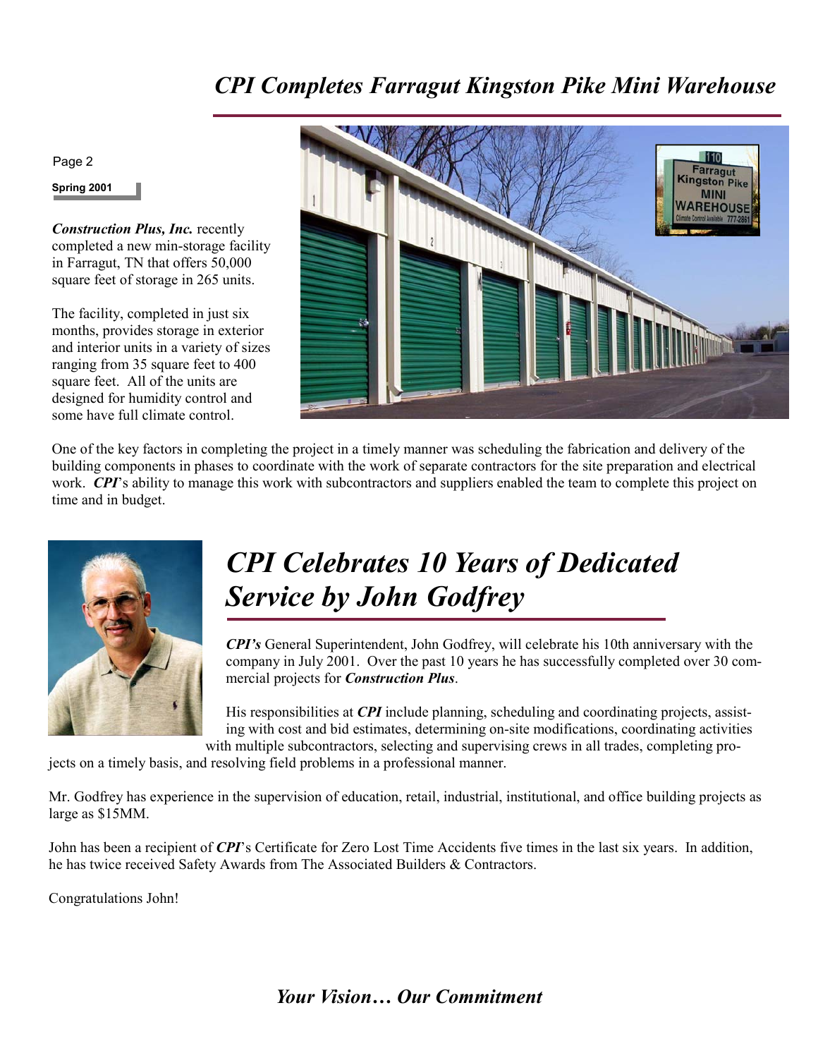# CPI Completes Farragut Kingston Pike Mini Warehouse

***Construction Plus, Inc.*** recently completed a new min-storage facility in Farragut, TN that offers 50,000 square feet of storage in 265 units.

The facility, completed in just six months, provides storage in exterior and interior units in a variety of sizes ranging from 35 square feet to 400 square feet. All of the units are designed for humidity control and some have full climate control.

One of the key factors in completing the project in a timely manner was scheduling the fabrication and delivery of the building components in phases to coordinate with the work of separate contractors for the site preparation and electrical work. ***CPI***'s ability to manage this work with subcontractors and suppliers enabled the team to complete this project on time and in budget.

# CPI Celebrates 10 Years of Dedicated Service by John Godfrey

***CPI's*** General Superintendent, John Godfrey, will celebrate his 10th anniversary with the company in July 2001. Over the past 10 years he has successfully completed over 30 commercial projects for ***Construction Plus***.

His responsibilities at ***CPI*** include planning, scheduling and coordinating projects, assisting with cost and bid estimates, determining on-site modifications, coordinating activities with multiple subcontractors, selecting and supervising crews in all trades, completing projects on a timely basis, and resolving field problems in a professional manner.

Mr. Godfrey has experience in the supervision of education, retail, industrial, institutional, and office building projects as large as $15MM.

John has been a recipient of ***CPI***'s Certificate for Zero Lost Time Accidents five times in the last six years. In addition, he has twice received Safety Awards from The Associated Builders & Contractors.

Congratulations John!

***Your Vision… Our Commitment***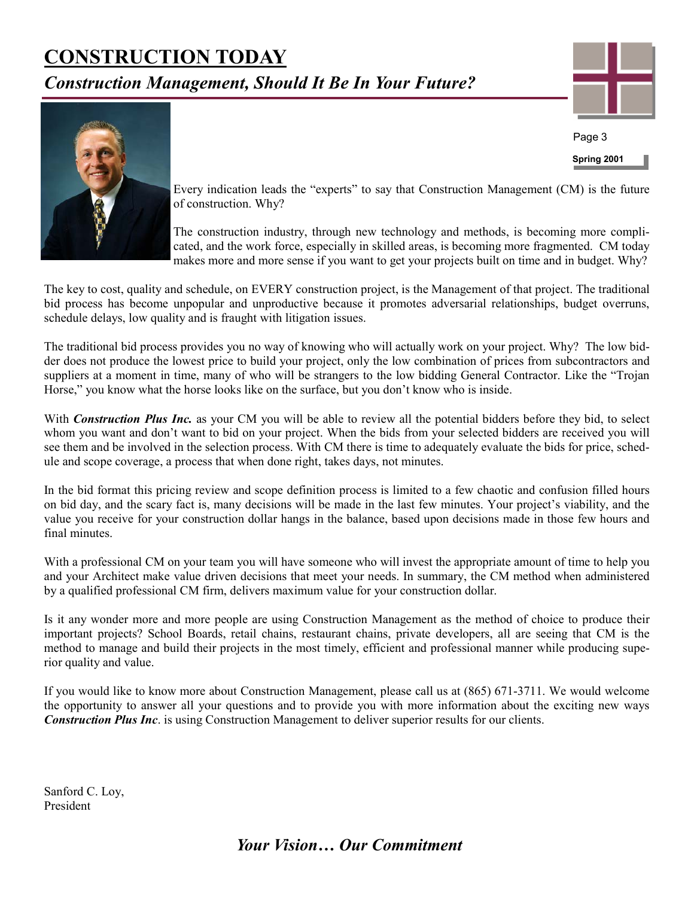# CONSTRUCTION TODAY

## *Construction Management, Should It Be In Your Future?*

Every indication leads the "experts" to say that Construction Management (CM) is the future of construction. Why?

The construction industry, through new technology and methods, is becoming more complicated, and the work force, especially in skilled areas, is becoming more fragmented. CM today makes more and more sense if you want to get your projects built on time and in budget. Why?

The key to cost, quality and schedule, on EVERY construction project, is the Management of that project. The traditional bid process has become unpopular and unproductive because it promotes adversarial relationships, budget overruns, schedule delays, low quality and is fraught with litigation issues.

The traditional bid process provides you no way of knowing who will actually work on your project. Why? The low bidder does not produce the lowest price to build your project, only the low combination of prices from subcontractors and suppliers at a moment in time, many of who will be strangers to the low bidding General Contractor. Like the "Trojan Horse," you know what the horse looks like on the surface, but you don't know who is inside.

With ***Construction Plus Inc.*** as your CM you will be able to review all the potential bidders before they bid, to select whom you want and don't want to bid on your project. When the bids from your selected bidders are received you will see them and be involved in the selection process. With CM there is time to adequately evaluate the bids for price, schedule and scope coverage, a process that when done right, takes days, not minutes.

In the bid format this pricing review and scope definition process is limited to a few chaotic and confusion filled hours on bid day, and the scary fact is, many decisions will be made in the last few minutes. Your project's viability, and the value you receive for your construction dollar hangs in the balance, based upon decisions made in those few hours and final minutes.

With a professional CM on your team you will have someone who will invest the appropriate amount of time to help you and your Architect make value driven decisions that meet your needs. In summary, the CM method when administered by a qualified professional CM firm, delivers maximum value for your construction dollar.

Is it any wonder more and more people are using Construction Management as the method of choice to produce their important projects? School Boards, retail chains, restaurant chains, private developers, all are seeing that CM is the method to manage and build their projects in the most timely, efficient and professional manner while producing superior quality and value.

If you would like to know more about Construction Management, please call us at (865) 671-3711. We would welcome the opportunity to answer all your questions and to provide you with more information about the exciting new ways ***Construction Plus Inc***. is using Construction Management to deliver superior results for our clients.

Sanford C. Loy,
President

***Your Vision… Our Commitment***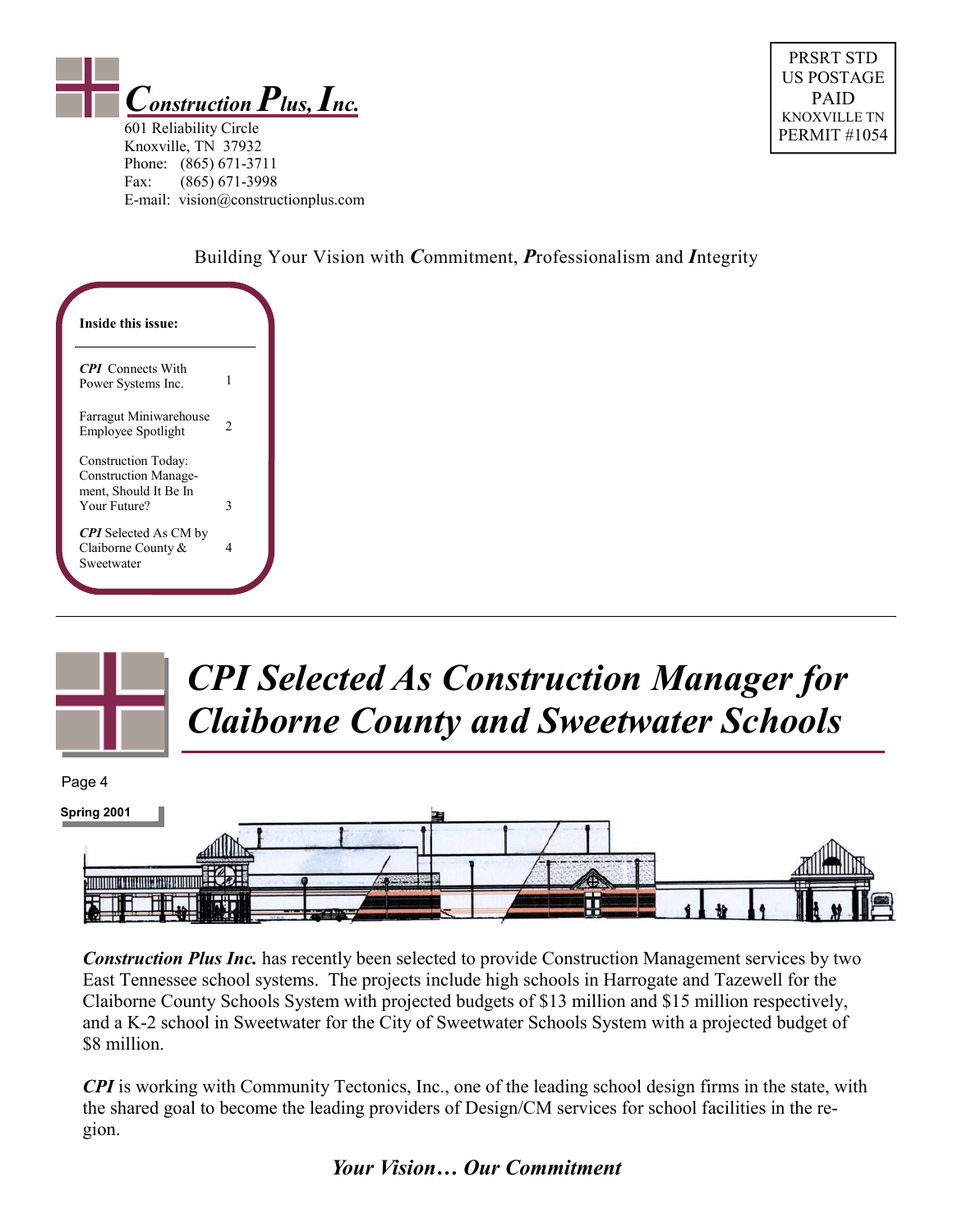# Construction Plus, Inc.

601 Reliability Circle
Knoxville, TN 37932
Phone: (865) 671-3711
Fax: (865) 671-3998
E-mail: vision@constructionplus.com

PRSRT STD
US POSTAGE
PAID
KNOXVILLE TN
PERMIT #1054

Building Your Vision with ***C***ommitment, ***P***rofessionalism and ***I***ntegrity

**Inside this issue:**

| | |
|---|---|
| ***CPI*** Connects With Power Systems Inc. | 1 |
| Farragut Miniwarehouse Employee Spotlight | 2 |
| Construction Today: Construction Management, Should It Be In Your Future? | 3 |
| ***CPI*** Selected As CM by Claiborne County & Sweetwater | 4 |

# *CPI Selected As Construction Manager for Claiborne County and Sweetwater Schools*

**Spring 2001**

***Construction Plus Inc.*** has recently been selected to provide Construction Management services by two East Tennessee school systems. The projects include high schools in Harrogate and Tazewell for the Claiborne County Schools System with projected budgets of $13 million and $15 million respectively, and a K-2 school in Sweetwater for the City of Sweetwater Schools System with a projected budget of $8 million.

***CPI*** is working with Community Tectonics, Inc., one of the leading school design firms in the state, with the shared goal to become the leading providers of Design/CM services for school facilities in the region.

***Your Vision… Our Commitment***